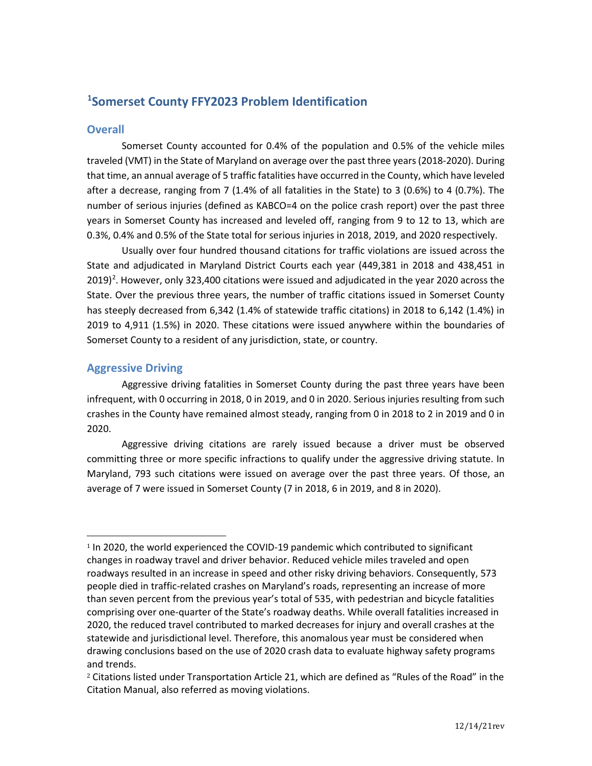## [1]Somerset County FFY2023 Problem Identification

### Overall

Somerset County accounted for 0.4% of the population and 0.5% of the vehicle miles traveled (VMT) in the State of Maryland on average over the past three years (2018-2020). During that time, an annual average of 5 traffic fatalities have occurred in the County, which have leveled after a decrease, ranging from 7 (1.4% of all fatalities in the State) to 3 (0.6%) to 4 (0.7%). The number of serious injuries (defined as KABCO=4 on the police crash report) over the past three years in Somerset County has increased and leveled off, ranging from 9 to 12 to 13, which are 0.3%, 0.4% and 0.5% of the State total for serious injuries in 2018, 2019, and 2020 respectively.

Usually over four hundred thousand citations for traffic violations are issued across the State and adjudicated in Maryland District Courts each year (449,381 in 2018 and 438,451 in 2019)[2]. However, only 323,400 citations were issued and adjudicated in the year 2020 across the State. Over the previous three years, the number of traffic citations issued in Somerset County has steeply decreased from 6,342 (1.4% of statewide traffic citations) in 2018 to 6,142 (1.4%) in 2019 to 4,911 (1.5%) in 2020. These citations were issued anywhere within the boundaries of Somerset County to a resident of any jurisdiction, state, or country.

### Aggressive Driving

Aggressive driving fatalities in Somerset County during the past three years have been infrequent, with 0 occurring in 2018, 0 in 2019, and 0 in 2020. Serious injuries resulting from such crashes in the County have remained almost steady, ranging from 0 in 2018 to 2 in 2019 and 0 in 2020.

Aggressive driving citations are rarely issued because a driver must be observed committing three or more specific infractions to qualify under the aggressive driving statute. In Maryland, 793 such citations were issued on average over the past three years. Of those, an average of 7 were issued in Somerset County (7 in 2018, 6 in 2019, and 8 in 2020).

---

[1] In 2020, the world experienced the COVID-19 pandemic which contributed to significant changes in roadway travel and driver behavior. Reduced vehicle miles traveled and open roadways resulted in an increase in speed and other risky driving behaviors. Consequently, 573 people died in traffic-related crashes on Maryland's roads, representing an increase of more than seven percent from the previous year's total of 535, with pedestrian and bicycle fatalities comprising over one-quarter of the State's roadway deaths. While overall fatalities increased in 2020, the reduced travel contributed to marked decreases for injury and overall crashes at the statewide and jurisdictional level. Therefore, this anomalous year must be considered when drawing conclusions based on the use of 2020 crash data to evaluate highway safety programs and trends.

[2] Citations listed under Transportation Article 21, which are defined as "Rules of the Road" in the Citation Manual, also referred as moving violations.

12/14/21rev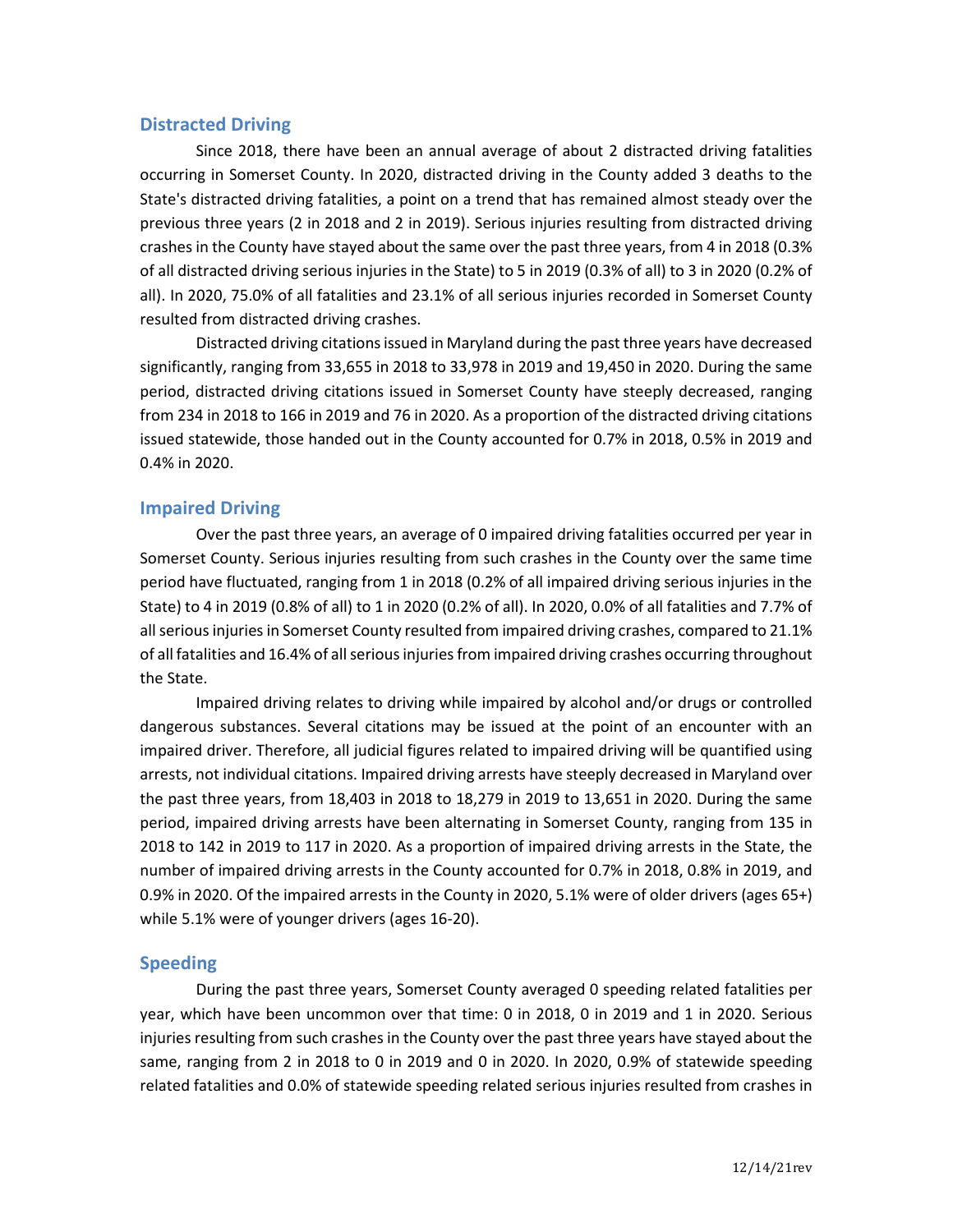## Distracted Driving

Since 2018, there have been an annual average of about 2 distracted driving fatalities occurring in Somerset County. In 2020, distracted driving in the County added 3 deaths to the State's distracted driving fatalities, a point on a trend that has remained almost steady over the previous three years (2 in 2018 and 2 in 2019). Serious injuries resulting from distracted driving crashes in the County have stayed about the same over the past three years, from 4 in 2018 (0.3% of all distracted driving serious injuries in the State) to 5 in 2019 (0.3% of all) to 3 in 2020 (0.2% of all). In 2020, 75.0% of all fatalities and 23.1% of all serious injuries recorded in Somerset County resulted from distracted driving crashes.

Distracted driving citations issued in Maryland during the past three years have decreased significantly, ranging from 33,655 in 2018 to 33,978 in 2019 and 19,450 in 2020. During the same period, distracted driving citations issued in Somerset County have steeply decreased, ranging from 234 in 2018 to 166 in 2019 and 76 in 2020. As a proportion of the distracted driving citations issued statewide, those handed out in the County accounted for 0.7% in 2018, 0.5% in 2019 and 0.4% in 2020.

## Impaired Driving

Over the past three years, an average of 0 impaired driving fatalities occurred per year in Somerset County. Serious injuries resulting from such crashes in the County over the same time period have fluctuated, ranging from 1 in 2018 (0.2% of all impaired driving serious injuries in the State) to 4 in 2019 (0.8% of all) to 1 in 2020 (0.2% of all). In 2020, 0.0% of all fatalities and 7.7% of all serious injuries in Somerset County resulted from impaired driving crashes, compared to 21.1% of all fatalities and 16.4% of all serious injuries from impaired driving crashes occurring throughout the State.

Impaired driving relates to driving while impaired by alcohol and/or drugs or controlled dangerous substances. Several citations may be issued at the point of an encounter with an impaired driver. Therefore, all judicial figures related to impaired driving will be quantified using arrests, not individual citations. Impaired driving arrests have steeply decreased in Maryland over the past three years, from 18,403 in 2018 to 18,279 in 2019 to 13,651 in 2020. During the same period, impaired driving arrests have been alternating in Somerset County, ranging from 135 in 2018 to 142 in 2019 to 117 in 2020. As a proportion of impaired driving arrests in the State, the number of impaired driving arrests in the County accounted for 0.7% in 2018, 0.8% in 2019, and 0.9% in 2020. Of the impaired arrests in the County in 2020, 5.1% were of older drivers (ages 65+) while 5.1% were of younger drivers (ages 16-20).

## Speeding

During the past three years, Somerset County averaged 0 speeding related fatalities per year, which have been uncommon over that time: 0 in 2018, 0 in 2019 and 1 in 2020. Serious injuries resulting from such crashes in the County over the past three years have stayed about the same, ranging from 2 in 2018 to 0 in 2019 and 0 in 2020. In 2020, 0.9% of statewide speeding related fatalities and 0.0% of statewide speeding related serious injuries resulted from crashes in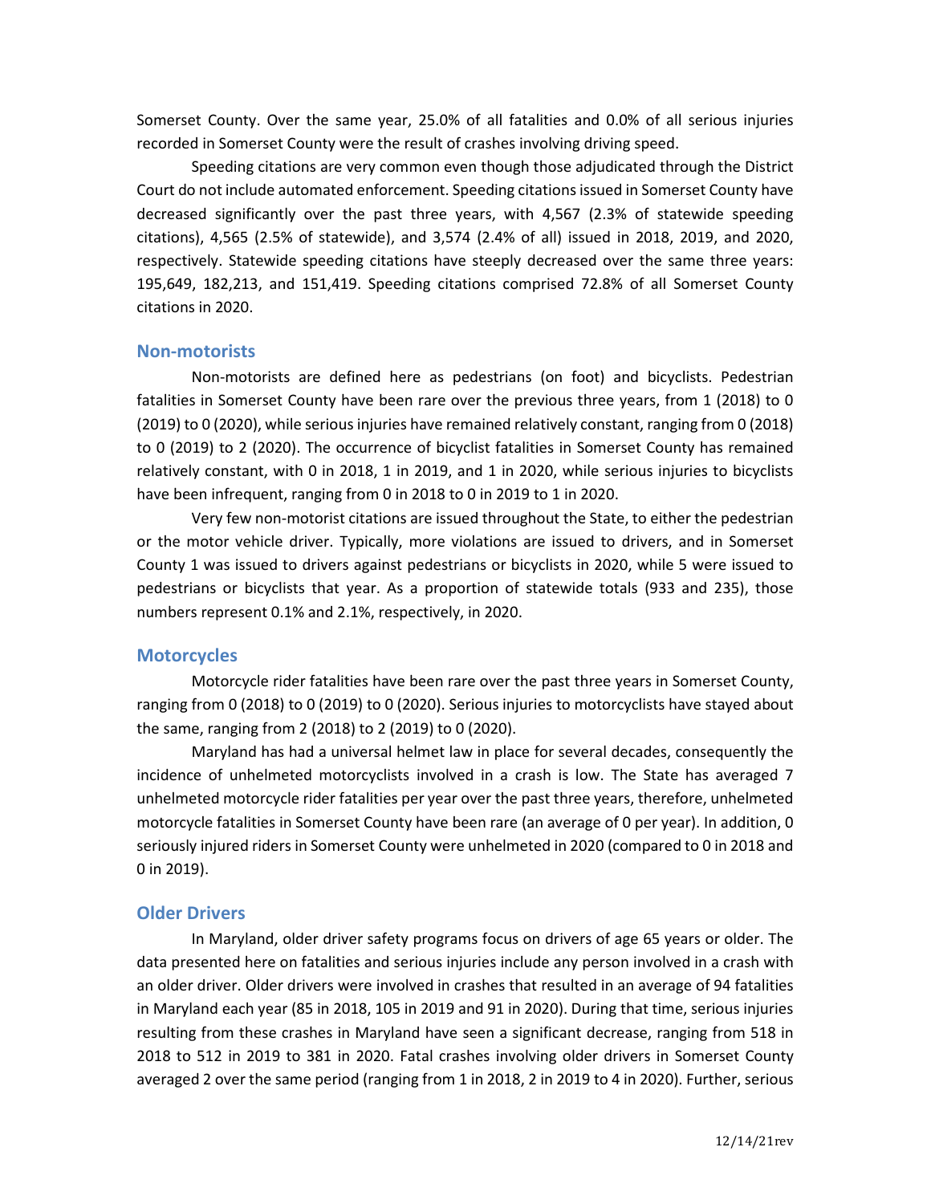Somerset County. Over the same year, 25.0% of all fatalities and 0.0% of all serious injuries recorded in Somerset County were the result of crashes involving driving speed.

Speeding citations are very common even though those adjudicated through the District Court do not include automated enforcement. Speeding citations issued in Somerset County have decreased significantly over the past three years, with 4,567 (2.3% of statewide speeding citations), 4,565 (2.5% of statewide), and 3,574 (2.4% of all) issued in 2018, 2019, and 2020, respectively. Statewide speeding citations have steeply decreased over the same three years: 195,649, 182,213, and 151,419. Speeding citations comprised 72.8% of all Somerset County citations in 2020.

## Non-motorists

Non-motorists are defined here as pedestrians (on foot) and bicyclists. Pedestrian fatalities in Somerset County have been rare over the previous three years, from 1 (2018) to 0 (2019) to 0 (2020), while serious injuries have remained relatively constant, ranging from 0 (2018) to 0 (2019) to 2 (2020). The occurrence of bicyclist fatalities in Somerset County has remained relatively constant, with 0 in 2018, 1 in 2019, and 1 in 2020, while serious injuries to bicyclists have been infrequent, ranging from 0 in 2018 to 0 in 2019 to 1 in 2020.

Very few non-motorist citations are issued throughout the State, to either the pedestrian or the motor vehicle driver. Typically, more violations are issued to drivers, and in Somerset County 1 was issued to drivers against pedestrians or bicyclists in 2020, while 5 were issued to pedestrians or bicyclists that year. As a proportion of statewide totals (933 and 235), those numbers represent 0.1% and 2.1%, respectively, in 2020.

## Motorcycles

Motorcycle rider fatalities have been rare over the past three years in Somerset County, ranging from 0 (2018) to 0 (2019) to 0 (2020). Serious injuries to motorcyclists have stayed about the same, ranging from 2 (2018) to 2 (2019) to 0 (2020).

Maryland has had a universal helmet law in place for several decades, consequently the incidence of unhelmeted motorcyclists involved in a crash is low. The State has averaged 7 unhelmeted motorcycle rider fatalities per year over the past three years, therefore, unhelmeted motorcycle fatalities in Somerset County have been rare (an average of 0 per year). In addition, 0 seriously injured riders in Somerset County were unhelmeted in 2020 (compared to 0 in 2018 and 0 in 2019).

## Older Drivers

In Maryland, older driver safety programs focus on drivers of age 65 years or older. The data presented here on fatalities and serious injuries include any person involved in a crash with an older driver. Older drivers were involved in crashes that resulted in an average of 94 fatalities in Maryland each year (85 in 2018, 105 in 2019 and 91 in 2020). During that time, serious injuries resulting from these crashes in Maryland have seen a significant decrease, ranging from 518 in 2018 to 512 in 2019 to 381 in 2020. Fatal crashes involving older drivers in Somerset County averaged 2 over the same period (ranging from 1 in 2018, 2 in 2019 to 4 in 2020). Further, serious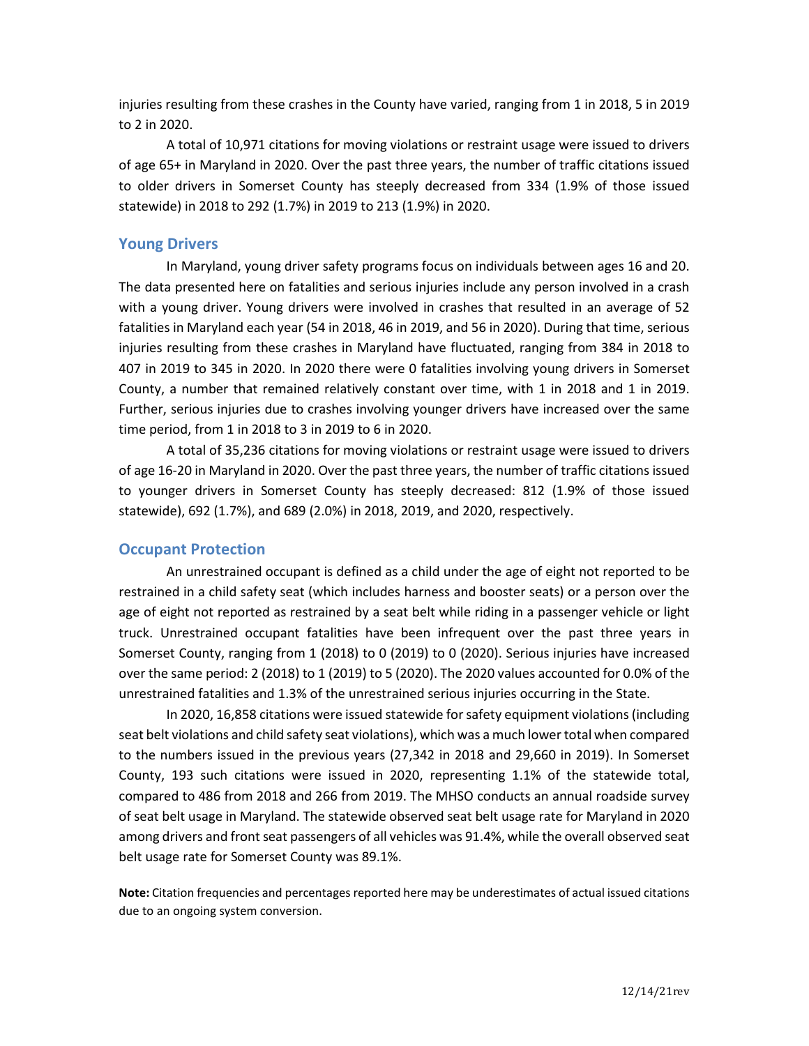injuries resulting from these crashes in the County have varied, ranging from 1 in 2018, 5 in 2019 to 2 in 2020.

A total of 10,971 citations for moving violations or restraint usage were issued to drivers of age 65+ in Maryland in 2020. Over the past three years, the number of traffic citations issued to older drivers in Somerset County has steeply decreased from 334 (1.9% of those issued statewide) in 2018 to 292 (1.7%) in 2019 to 213 (1.9%) in 2020.

## Young Drivers

In Maryland, young driver safety programs focus on individuals between ages 16 and 20. The data presented here on fatalities and serious injuries include any person involved in a crash with a young driver. Young drivers were involved in crashes that resulted in an average of 52 fatalities in Maryland each year (54 in 2018, 46 in 2019, and 56 in 2020). During that time, serious injuries resulting from these crashes in Maryland have fluctuated, ranging from 384 in 2018 to 407 in 2019 to 345 in 2020. In 2020 there were 0 fatalities involving young drivers in Somerset County, a number that remained relatively constant over time, with 1 in 2018 and 1 in 2019. Further, serious injuries due to crashes involving younger drivers have increased over the same time period, from 1 in 2018 to 3 in 2019 to 6 in 2020.

A total of 35,236 citations for moving violations or restraint usage were issued to drivers of age 16-20 in Maryland in 2020. Over the past three years, the number of traffic citations issued to younger drivers in Somerset County has steeply decreased: 812 (1.9% of those issued statewide), 692 (1.7%), and 689 (2.0%) in 2018, 2019, and 2020, respectively.

## Occupant Protection

An unrestrained occupant is defined as a child under the age of eight not reported to be restrained in a child safety seat (which includes harness and booster seats) or a person over the age of eight not reported as restrained by a seat belt while riding in a passenger vehicle or light truck. Unrestrained occupant fatalities have been infrequent over the past three years in Somerset County, ranging from 1 (2018) to 0 (2019) to 0 (2020). Serious injuries have increased over the same period: 2 (2018) to 1 (2019) to 5 (2020). The 2020 values accounted for 0.0% of the unrestrained fatalities and 1.3% of the unrestrained serious injuries occurring in the State.

In 2020, 16,858 citations were issued statewide for safety equipment violations (including seat belt violations and child safety seat violations), which was a much lower total when compared to the numbers issued in the previous years (27,342 in 2018 and 29,660 in 2019). In Somerset County, 193 such citations were issued in 2020, representing 1.1% of the statewide total, compared to 486 from 2018 and 266 from 2019. The MHSO conducts an annual roadside survey of seat belt usage in Maryland. The statewide observed seat belt usage rate for Maryland in 2020 among drivers and front seat passengers of all vehicles was 91.4%, while the overall observed seat belt usage rate for Somerset County was 89.1%.

**Note:** Citation frequencies and percentages reported here may be underestimates of actual issued citations due to an ongoing system conversion.

12/14/21rev